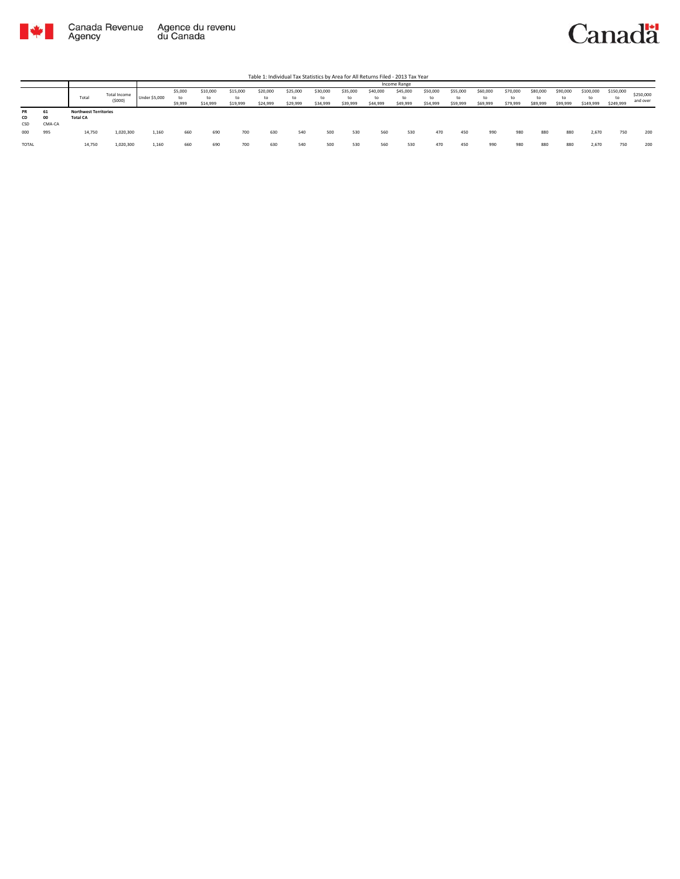Canada Revenue Agency | Agence du revenu du Canada

Canada

Table 1: Individual Tax Statistics by Area for All Returns Filed - 2013 Tax Year

| | | | | Income Range | | | | | | | | | | | | | | | | | | | |
|---|---|---|---|---|---|---|---|---|---|---|---|---|---|---|---|---|---|---|---|---|---|---|---|
| | | Total | Total Income ($000) | Under $5,000 | $5,000 to $9,999 | $10,000 to $14,999 | $15,000 to $19,999 | $20,000 to $24,999 | $25,000 to $29,999 | $30,000 to $34,999 | $35,000 to $39,999 | $40,000 to $44,999 | $45,000 to $49,999 | $50,000 to $54,999 | $55,000 to $59,999 | $60,000 to $69,999 | $70,000 to $79,999 | $80,000 to $89,999 | $90,000 to $99,999 | $100,000 to $149,999 | $150,000 to $249,999 | $250,000 and over |
| PR | 61 | **Northwest Territories** | | | | | | | | | | | | | | | | | | | | | |
| CD | 00 | **Total CA** | | | | | | | | | | | | | | | | | | | | | |
| CSD | CMA-CA | | | | | | | | | | | | | | | | | | | | | | |
| 000 | 995 | 14,750 | 1,020,300 | 1,160 | 660 | 690 | 700 | 630 | 540 | 500 | 530 | 560 | 530 | 470 | 450 | 990 | 980 | 880 | 880 | 2,670 | 750 | 200 |
| TOTAL | | 14,750 | 1,020,300 | 1,160 | 660 | 690 | 700 | 630 | 540 | 500 | 530 | 560 | 530 | 470 | 450 | 990 | 980 | 880 | 880 | 2,670 | 750 | 200 |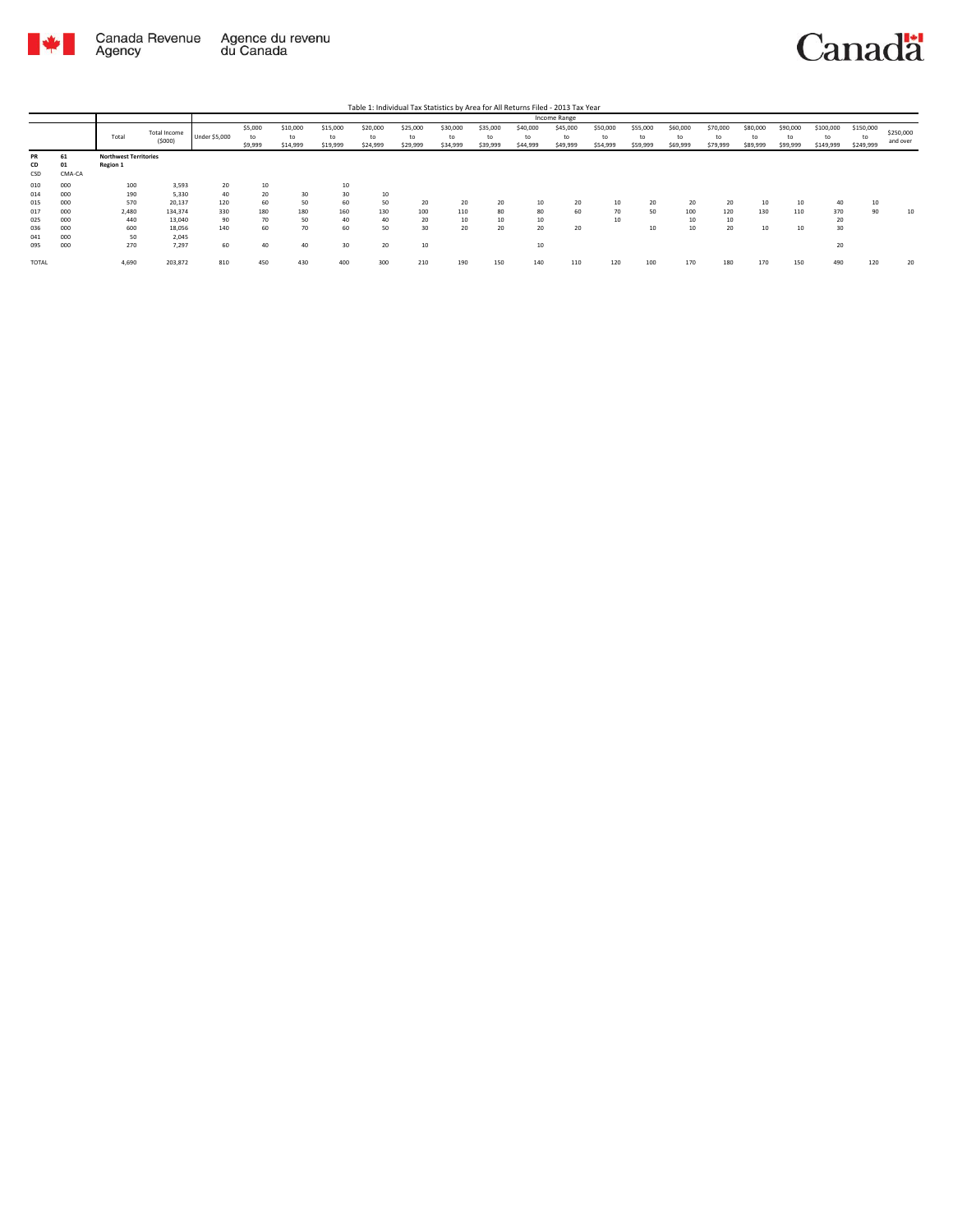Table 1: Individual Tax Statistics by Area for All Returns Filed - 2013 Tax Year

| | | Total | Total Income ($000) | Income Range | | | | | | | | | | | | | | | | | | |
|---|---|---|---|---|---|---|---|---|---|---|---|---|---|---|---|---|---|---|---|---|---|---|
| | | | | Under $5,000 | $5,000 to $9,999 | $10,000 to $14,999 | $15,000 to $19,999 | $20,000 to $24,999 | $25,000 to $29,999 | $30,000 to $34,999 | $35,000 to $39,999 | $40,000 to $44,999 | $45,000 to $49,999 | $50,000 to $54,999 | $55,000 to $59,999 | $60,000 to $69,999 | $70,000 to $79,999 | $80,000 to $89,999 | $90,000 to $99,999 | $100,000 to $149,999 | $150,000 to $249,999 | $250,000 and over |
| PR | 61 | **Northwest Territories** | | | | | | | | | | | | | | | | | | | | |
| CD | 01 | **Region 1** | | | | | | | | | | | | | | | | | | | | |
| CSD | CMA-CA | | | | | | | | | | | | | | | | | | | | | |
| 010 | 000 | 100 | 3,593 | 20 | 10 | | 10 | | | | | | | | | | | | | | | |
| 014 | 000 | 190 | 5,330 | 40 | 20 | 30 | 30 | 10 | | | | | | | | | | | | | | |
| 015 | 000 | 570 | 20,137 | 120 | 60 | 50 | 60 | 50 | 20 | 20 | 20 | 10 | 20 | 10 | 20 | 20 | 20 | 10 | 10 | 40 | 10 | |
| 017 | 000 | 2,480 | 134,374 | 330 | 180 | 180 | 160 | 130 | 100 | 110 | 80 | 80 | 60 | 70 | 50 | 100 | 120 | 130 | 110 | 370 | 90 | 10 |
| 025 | 000 | 440 | 13,040 | 90 | 70 | 50 | 40 | 40 | 20 | 10 | 10 | 10 | | 10 | | 10 | 10 | | | 20 | | |
| 036 | 000 | 600 | 18,056 | 140 | 60 | 70 | 60 | 50 | 30 | 20 | 20 | 20 | 20 | | 10 | 10 | 20 | 10 | 10 | 30 | | |
| 041 | 000 | 50 | 2,045 | | | | | | | | | | | | | | | | | | | |
| 095 | 000 | 270 | 7,297 | 60 | 40 | 40 | 30 | 20 | 10 | | | 10 | | | | | | | | 20 | | |
| TOTAL | | 4,690 | 203,872 | 810 | 450 | 430 | 400 | 300 | 210 | 190 | 150 | 140 | 110 | 120 | 100 | 170 | 180 | 170 | 150 | 490 | 120 | 20 |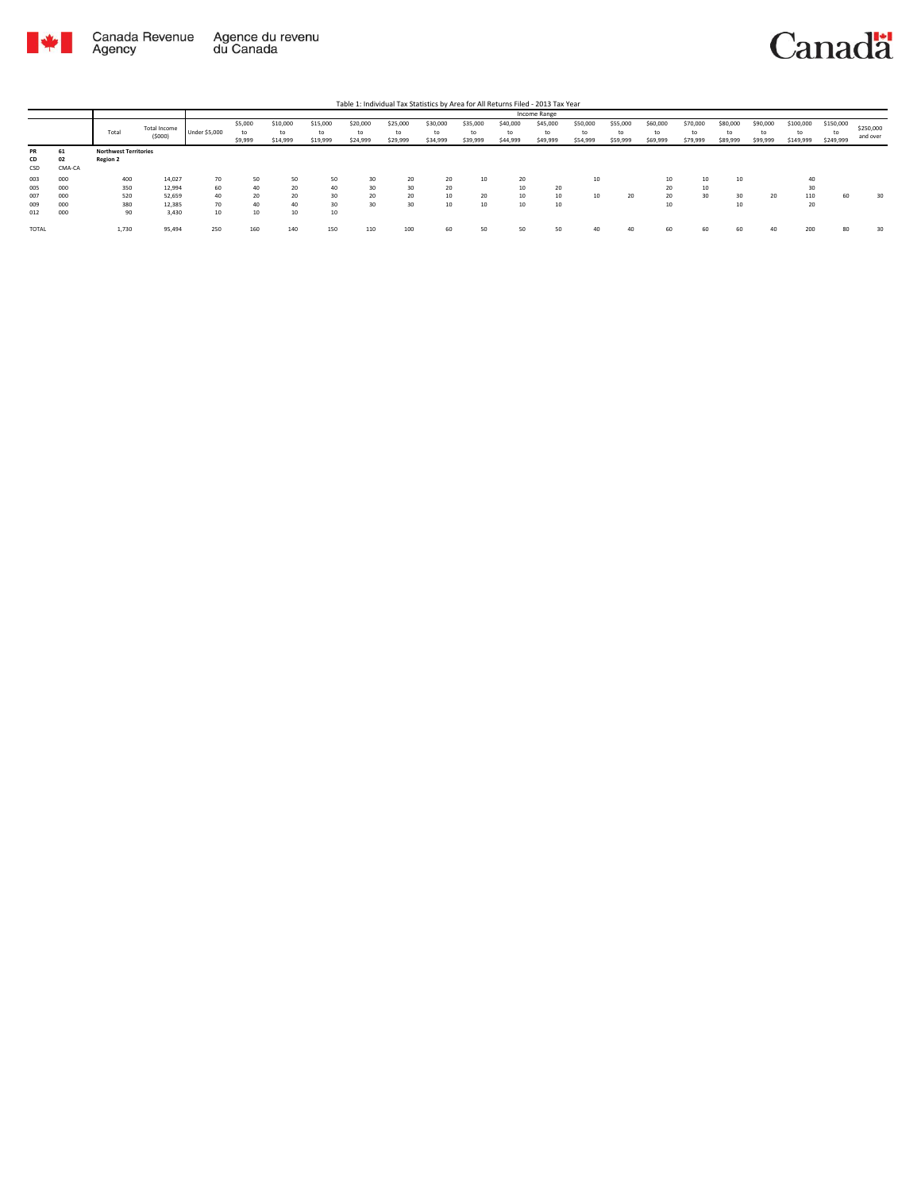Table 1: Individual Tax Statistics by Area for All Returns Filed - 2013 Tax Year

| | | Total | Total Income ($000) | Income Range | | | | | | | | | | | | | | | | | | |
|---|---|---|---|---|---|---|---|---|---|---|---|---|---|---|---|---|---|---|---|---|---|---|
| | | | | Under $5,000 | $5,000 to $9,999 | $10,000 to $14,999 | $15,000 to $19,999 | $20,000 to $24,999 | $25,000 to $29,999 | $30,000 to $34,999 | $35,000 to $39,999 | $40,000 to $44,999 | $45,000 to $49,999 | $50,000 to $54,999 | $55,000 to $59,999 | $60,000 to $69,999 | $70,000 to $79,999 | $80,000 to $89,999 | $90,000 to $99,999 | $100,000 to $149,999 | $150,000 to $249,999 | $250,000 and over |
| PR | 61 | **Northwest Territories** | | | | | | | | | | | | | | | | | | | | |
| CD | 02 | **Region 2** | | | | | | | | | | | | | | | | | | | | |
| CSD | CMA-CA | | | | | | | | | | | | | | | | | | | | | |
| 003 | 000 | 400 | 14,027 | 70 | 50 | 50 | 50 | 30 | 20 | 20 | 10 | 20 | | 10 | | 10 | 10 | 10 | | 40 | | |
| 005 | 000 | 350 | 12,994 | 60 | 40 | 20 | 40 | 30 | 30 | 20 | | 10 | 20 | | | 20 | 10 | | | 30 | | |
| 007 | 000 | 520 | 52,659 | 40 | 20 | 20 | 30 | 20 | 20 | 10 | 20 | 10 | 10 | 10 | 20 | 20 | 30 | 30 | 20 | 110 | 60 | 30 |
| 009 | 000 | 380 | 12,385 | 70 | 40 | 40 | 30 | 30 | 30 | 10 | 10 | 10 | 10 | | | 10 | | 10 | | 20 | | |
| 012 | 000 | 90 | 3,430 | 10 | 10 | 10 | 10 | | | | | | | | | | | | | | | |
| TOTAL | | 1,730 | 95,494 | 250 | 160 | 140 | 150 | 110 | 100 | 60 | 50 | 50 | 50 | 40 | 40 | 60 | 60 | 60 | 40 | 200 | 80 | 30 |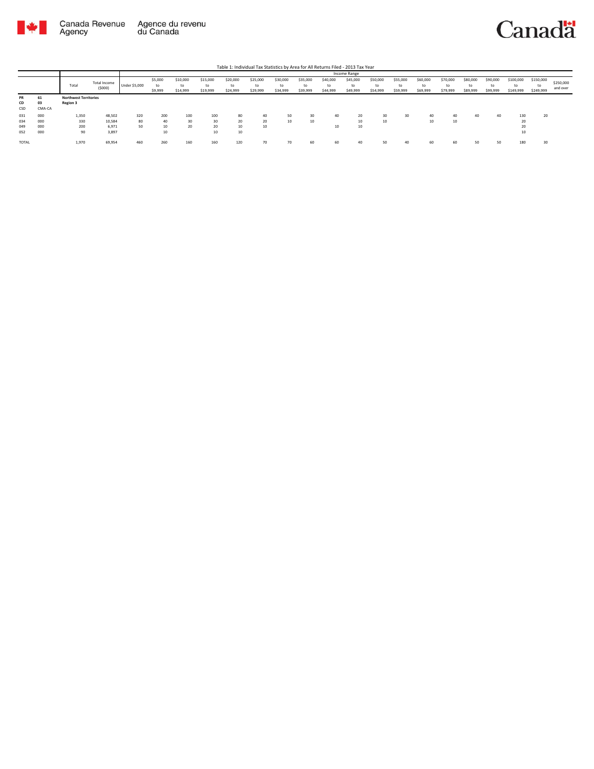Table 1: Individual Tax Statistics by Area for All Returns Filed - 2013 Tax Year

| | | Total | Total Income ($000) | Income Range | | | | | | | | | | | | | | | | | | |
|---|---|---|---|---|---|---|---|---|---|---|---|---|---|---|---|---|---|---|---|---|---|---|
| | | | | Under $5,000 | $5,000 to $9,999 | $10,000 to $14,999 | $15,000 to $19,999 | $20,000 to $24,999 | $25,000 to $29,999 | $30,000 to $34,999 | $35,000 to $39,999 | $40,000 to $44,999 | $45,000 to $49,999 | $50,000 to $54,999 | $55,000 to $59,999 | $60,000 to $69,999 | $70,000 to $79,999 | $80,000 to $89,999 | $90,000 to $99,999 | $100,000 to $149,999 | $150,000 to $249,999 | $250,000 and over |
| PR | 61 | **Northwest Territories** | | | | | | | | | | | | | | | | | | | | |
| CD | 03 | **Region 3** | | | | | | | | | | | | | | | | | | | | |
| CSD | CMA-CA | | | | | | | | | | | | | | | | | | | | | |
| 031 | 000 | 1,350 | 48,502 | 320 | 200 | 100 | 100 | 80 | 40 | 50 | 30 | 40 | 20 | 30 | 30 | 40 | 40 | 40 | 40 | 130 | 20 | |
| 034 | 000 | 330 | 10,584 | 80 | 40 | 30 | 30 | 20 | 20 | 10 | 10 | | 10 | 10 | | 10 | 10 | | | 20 | | |
| 049 | 000 | 200 | 6,971 | 50 | 10 | 20 | 20 | 10 | 10 | | | 10 | 10 | | | | | | | 20 | | |
| 052 | 000 | 90 | 3,897 | | 10 | | 10 | 10 | | | | | | | | | | | | 10 | | |
| TOTAL | | 1,970 | 69,954 | 460 | 260 | 160 | 160 | 120 | 70 | 70 | 60 | 60 | 40 | 50 | 40 | 60 | 60 | 50 | 50 | 180 | 30 | |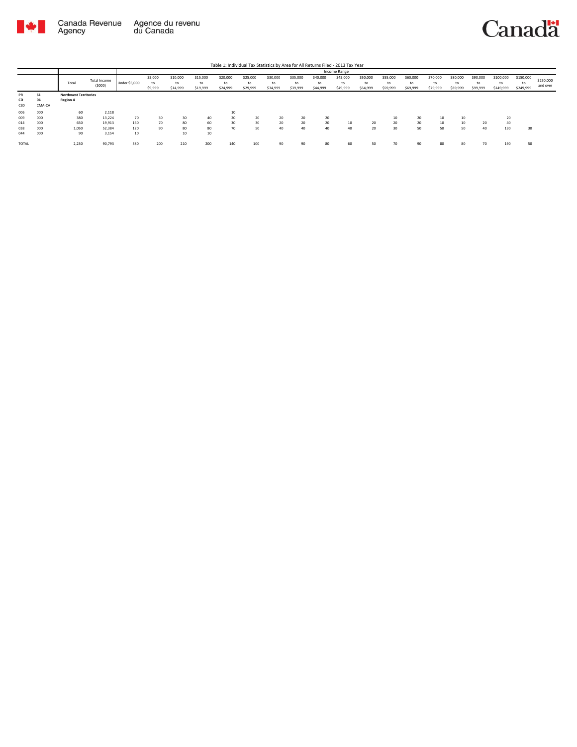Table 1: Individual Tax Statistics by Area for All Returns Filed - 2013 Tax Year

| | | Total | Total Income ($000) | Income Range | | | | | | | | | | | | | | | | | | |
|---|---|---|---|---|---|---|---|---|---|---|---|---|---|---|---|---|---|---|---|---|---|---|
| | | | | Under $5,000 | $5,000 to $9,999 | $10,000 to $14,999 | $15,000 to $19,999 | $20,000 to $24,999 | $25,000 to $29,999 | $30,000 to $34,999 | $35,000 to $39,999 | $40,000 to $44,999 | $45,000 to $49,999 | $50,000 to $54,999 | $55,000 to $59,999 | $60,000 to $69,999 | $70,000 to $79,999 | $80,000 to $89,999 | $90,000 to $99,999 | $100,000 to $149,999 | $150,000 to $249,999 | $250,000 and over |
| **PR** | **61** | **Northwest Territories** | | | | | | | | | | | | | | | | | | | | |
| **CD** | **04** | **Region 4** | | | | | | | | | | | | | | | | | | | | |
| CSD | CMA-CA | | | | | | | | | | | | | | | | | | | | | |
| 006 | 000 | 60 | 2,118 | | | | | 10 | | | | | | | | | | | | | | |
| 009 | 000 | 380 | 13,224 | 70 | 30 | 30 | 40 | 20 | 20 | 20 | 20 | 20 | | | 10 | 20 | 10 | 10 | | 20 | | |
| 014 | 000 | 650 | 19,913 | 160 | 70 | 80 | 60 | 30 | 30 | 20 | 20 | 20 | 10 | 20 | 20 | 20 | 10 | 10 | 20 | 40 | | |
| 038 | 000 | 1,050 | 52,384 | 120 | 90 | 80 | 80 | 70 | 50 | 40 | 40 | 40 | 40 | 20 | 30 | 50 | 50 | 50 | 40 | 130 | 30 | |
| 044 | 000 | 90 | 3,154 | 10 | | 10 | 10 | | | | | | | | | | | | | | | |
| TOTAL | | 2,230 | 90,793 | 380 | 200 | 210 | 200 | 140 | 100 | 90 | 90 | 80 | 60 | 50 | 70 | 90 | 80 | 80 | 70 | 190 | 50 | |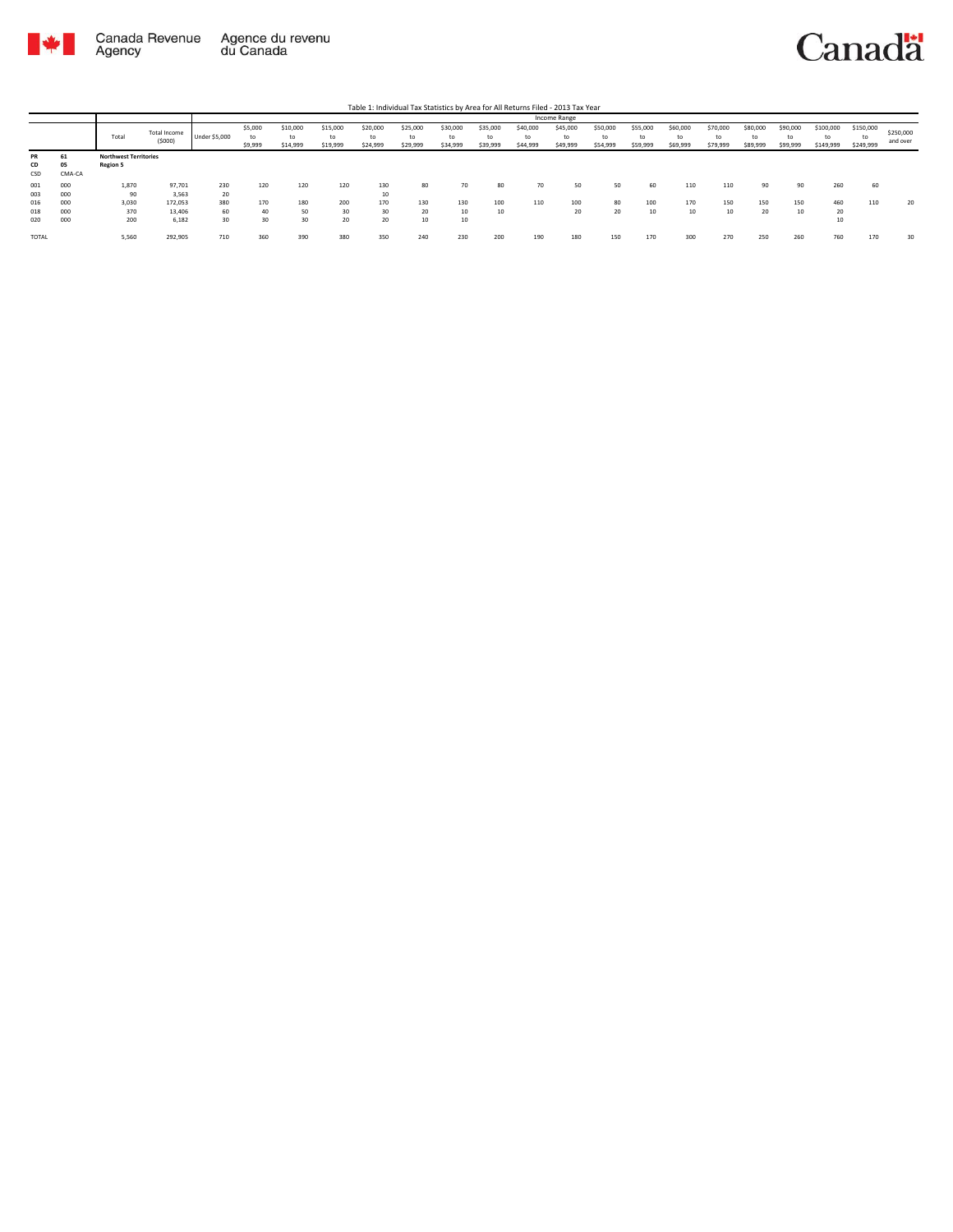Table 1: Individual Tax Statistics by Area for All Returns Filed - 2013 Tax Year

| | | Total | Total Income ($000) | Income Range | | | | | | | | | | | | | | | | | | |
|---|---|---|---|---|---|---|---|---|---|---|---|---|---|---|---|---|---|---|---|---|---|---|
| | | | | Under $5,000 | $5,000 to $9,999 | $10,000 to $14,999 | $15,000 to $19,999 | $20,000 to $24,999 | $25,000 to $29,999 | $30,000 to $34,999 | $35,000 to $39,999 | $40,000 to $44,999 | $45,000 to $49,999 | $50,000 to $54,999 | $55,000 to $59,999 | $60,000 to $69,999 | $70,000 to $79,999 | $80,000 to $89,999 | $90,000 to $99,999 | $100,000 to $149,999 | $150,000 to $249,999 | $250,000 and over |
| PR | 61 | **Northwest Territories** | | | | | | | | | | | | | | | | | | | | |
| CD | 05 | **Region 5** | | | | | | | | | | | | | | | | | | | | |
| CSD | CMA-CA | | | | | | | | | | | | | | | | | | | | | |
| 001 | 000 | 1,870 | 97,701 | 230 | 120 | 120 | 120 | 130 | 80 | 70 | 80 | 70 | 50 | 50 | 60 | 110 | 110 | 90 | 90 | 260 | 60 | |
| 003 | 000 | 90 | 3,563 | 20 | | | | 10 | | | | | | | | | | | | | | |
| 016 | 000 | 3,030 | 172,053 | 380 | 170 | 180 | 200 | 170 | 130 | 130 | 100 | 110 | 100 | 80 | 100 | 170 | 150 | 150 | 150 | 460 | 110 | 20 |
| 018 | 000 | 370 | 13,406 | 60 | 40 | 50 | 30 | 30 | 20 | 10 | 10 | | 20 | 20 | 10 | 10 | 10 | 20 | 10 | 20 | | |
| 020 | 000 | 200 | 6,182 | 30 | 30 | 30 | 20 | 20 | 10 | 10 | | | | | | | | | | 10 | | |
| TOTAL | | 5,560 | 292,905 | 710 | 360 | 390 | 380 | 350 | 240 | 230 | 200 | 190 | 180 | 150 | 170 | 300 | 270 | 250 | 260 | 760 | 170 | 30 |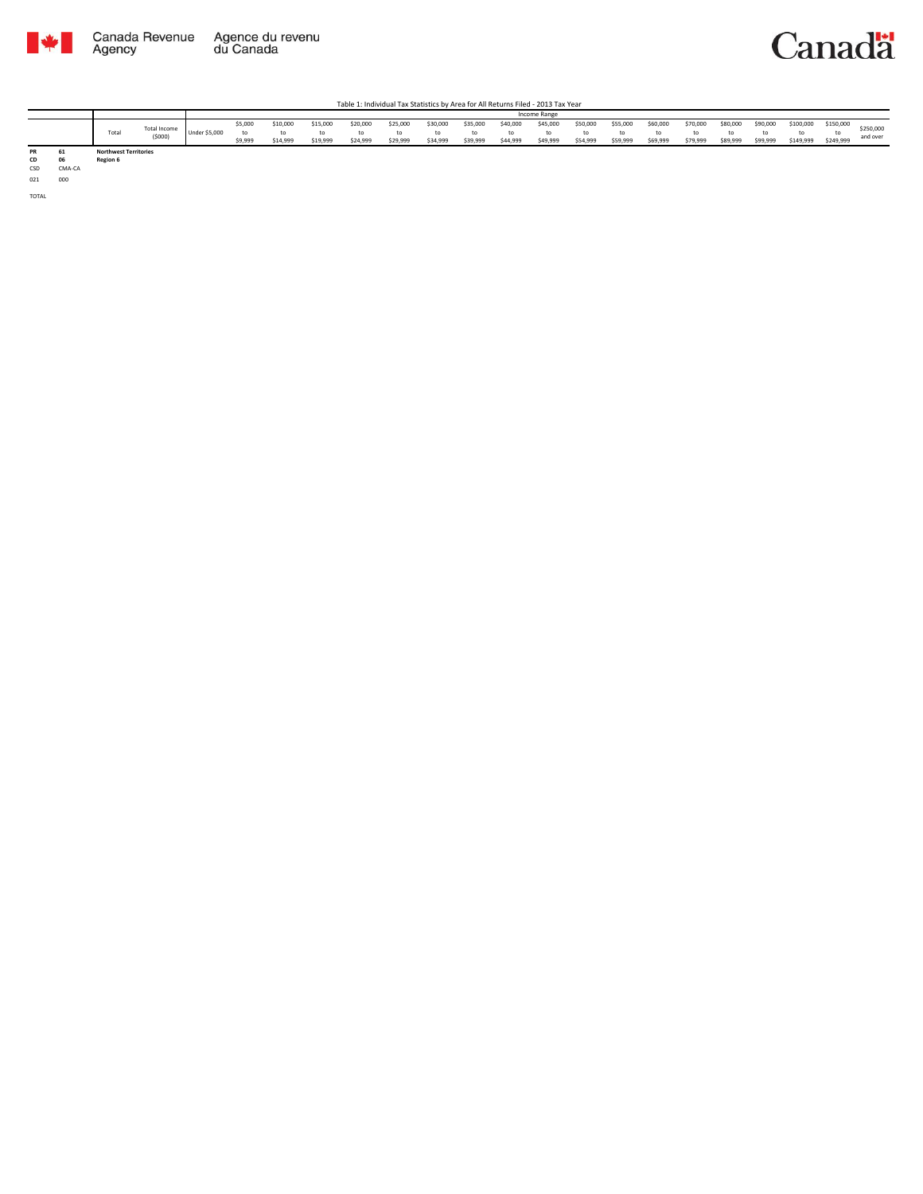Table 1: Individual Tax Statistics by Area for All Returns Filed - 2013 Tax Year

| | | Total | Total Income ($000) | Income Range | | | | | | | | | | | | | | | | | | |
|---|---|---|---|---|---|---|---|---|---|---|---|---|---|---|---|---|---|---|---|---|---|---|
| | | | | Under $5,000 | $5,000 to $9,999 | $10,000 to $14,999 | $15,000 to $19,999 | $20,000 to $24,999 | $25,000 to $29,999 | $30,000 to $34,999 | $35,000 to $39,999 | $40,000 to $44,999 | $45,000 to $49,999 | $50,000 to $54,999 | $55,000 to $59,999 | $60,000 to $69,999 | $70,000 to $79,999 | $80,000 to $89,999 | $90,000 to $99,999 | $100,000 to $149,999 | $150,000 to $249,999 | $250,000 and over |
| **PR** | **61** | **Northwest Territories** | | | | | | | | | | | | | | | | | | | | |
| **CD** | **06** | **Region 6** | | | | | | | | | | | | | | | | | | | | |
| CSD | CMA-CA | | | | | | | | | | | | | | | | | | | | | |
| 021 | 000 | | | | | | | | | | | | | | | | | | | | | |
| TOTAL | | | | | | | | | | | | | | | | | | | | | | |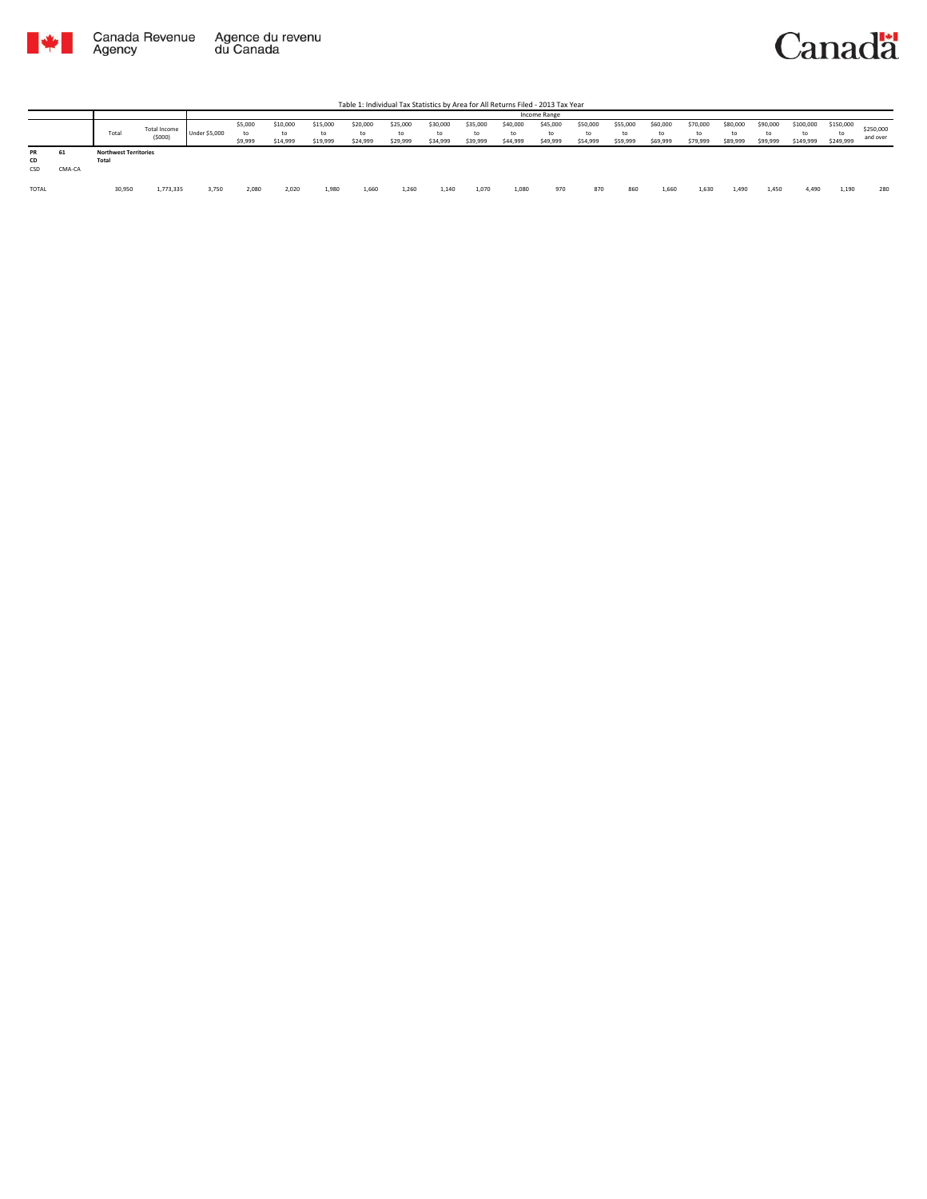Table 1: Individual Tax Statistics by Area for All Returns Filed - 2013 Tax Year

| | | | | Income Range | | | | | | | | | | | | | | | | | | | |
|---|---|---|---|---|---|---|---|---|---|---|---|---|---|---|---|---|---|---|---|---|---|---|---|
| | | Total | Total Income ($000) | Under $5,000 | $5,000 to $9,999 | $10,000 to $14,999 | $15,000 to $19,999 | $20,000 to $24,999 | $25,000 to $29,999 | $30,000 to $34,999 | $35,000 to $39,999 | $40,000 to $44,999 | $45,000 to $49,999 | $50,000 to $54,999 | $55,000 to $59,999 | $60,000 to $69,999 | $70,000 to $79,999 | $80,000 to $89,999 | $90,000 to $99,999 | $100,000 to $149,999 | $150,000 to $249,999 | $250,000 and over |
| PR | 61 | **Northwest Territories** | | | | | | | | | | | | | | | | | | | | | |
| CD | | **Total** | | | | | | | | | | | | | | | | | | | | | |
| CSD | CMA-CA | | | | | | | | | | | | | | | | | | | | | | |
| TOTAL | | 30,950 | 1,773,335 | 3,750 | 2,080 | 2,020 | 1,980 | 1,660 | 1,260 | 1,140 | 1,070 | 1,080 | 970 | 870 | 860 | 1,660 | 1,630 | 1,490 | 1,450 | 4,490 | 1,190 | 280 |